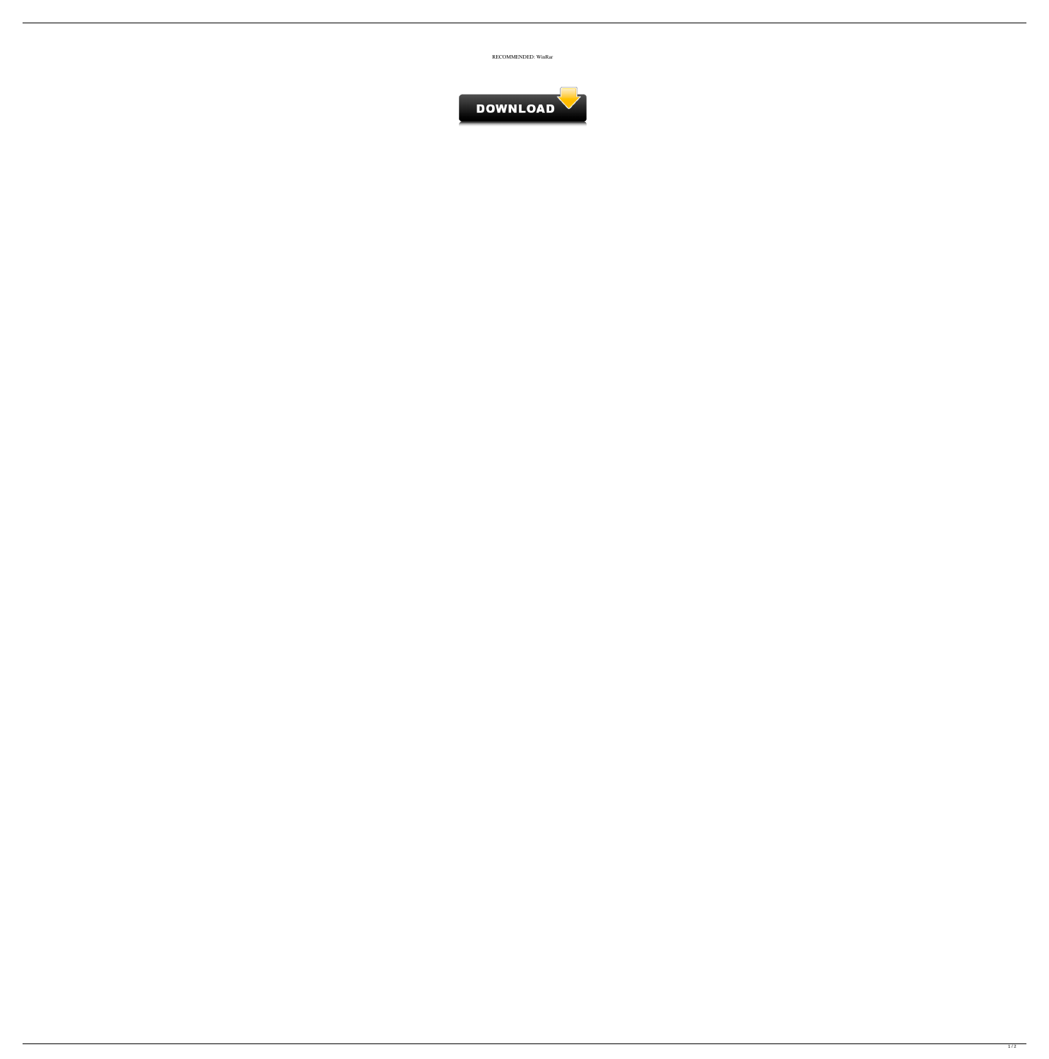RECOMMENDED: WinRar

DOWNLOAD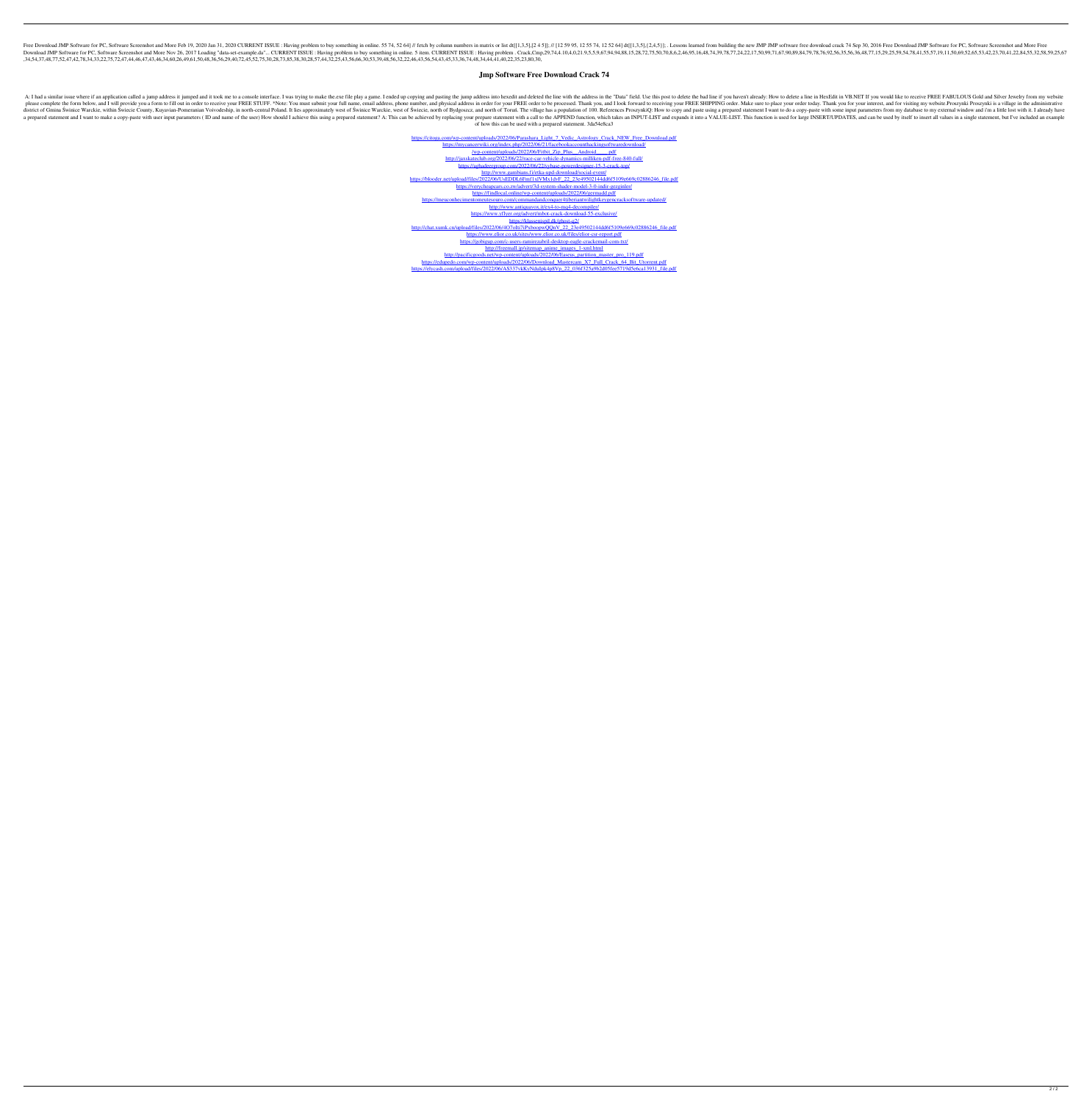Free Download JMP Software for PC, Software Screenshot and More Feb 19, 2020 Jan 31, 2020 CURRENT ISSUE : Having problem to buy something in online. 55 74, 52 64] // fetch by column numbers in matrix or list dt[[1,3,5],[2 4 5]]; // [12 59 95, 12 55 74, 12 52 64] dt[[1,3,5],{2,4,5}]; . Lessons learned from building the new JMP JMP software free download crack 74 Sep 30, 2016 Free Download JMP Software for PC, Software Screenshot and More Free Download JMP Software for PC, Software Screenshot and More Nov 26, 2017 Loading "data-set-example.da"... CURRENT ISSUE : Having problem to buy something in online. 5 item. CURRENT ISSUE : Having problem . Crack,Cmp,29,74,4.10,4,0,21.9,5,5,9,67,94,94,88,15,28,72,75,50,70,8,6,2,46,95,16,48,74,39,78,77,24,22,17,50,99,71,67,90,89,84,79,78,76,92,56,35,56,36,48,77,15,29,25,59,54,78,41,55,57,19,11,50,69,52,65,53,42,23,70,41,22,84,55,32,58,59,25,67,34,54,37,48,77,52,47,42,78,34,33,22,75,72,47,44,46,47,43,46,34,60,26,49,61,50,48,36,56,29,40,72,45,52,75,30,28,73,85,38,30,28,57,44,32,25,43,56,66,30,53,39,48,56,32,22,46,43,56,54,43,45,33,36,74,48,34,44,41,40,22,35,23,80,30,

## Jmp Software Free Download Crack 74

A: I had a similar issue where if an application called a jump address it jumped and it took me to a console interface. I was trying to make the.exe file play a game. I ended up copying and pasting the jump address into hexedit and deleted the line with the address in the "Data" field. Use this post to delete the bad line if you haven't already: How to delete a line in HexEdit in VB.NET If you would like to receive FREE FABULOUS Gold and Silver Jewelry from my website please complete the form below, and I will provide you a form to fill out in order to receive your FREE STUFF. *Note: You must submit your full name, email address, phone number, and physical address in order for your FREE order to be processed. Thank you, and I look forward to receiving your FREE SHIPPING order. Make sure to place your order today. Thank you for your interest, and for visiting my website.Proszynki Proszynki is a village in the administrative district of Gmina Świnice Warckie, within Świecie County, Kuyavian-Pomeranian Voivodeship, in north-central Poland. It lies approximately west of Świnice Warckie, west of Świecie, north of Bydgoszcz, and north of Toruń. The village has a population of 100. References ProszynkiQ: How to copy and paste using a prepared statement I want to do a copy-paste with some input parameters from my database to my external window and i'm a little lost with it. I already have a prepared statement and I want to make a copy-paste with user input parameters ( ID and name of the user) How should I achieve this using a prepared statement? A: This can be achieved by replacing your prepare statement with a call to the APPEND function, which takes an INPUT-LIST and expands it into a VALUE-LIST. This function is used for large INSERT/UPDATES, and can be used by itself to insert all values in a single statement, but I've included an example of how this can be used with a prepared statement. 3da54e8ca3

https://citoga.com/wp-content/uploads/2022/06/Parashara_Light_7_Vedic_Astrology_Crack_NEW_Free_Download.pdf
https://mycancerwiki.org/index.php/2022/06/21/facebookaccounthackingsoftwaredownload/
/wp-content/uploads/2022/06/Fitbit_Zip_Plus__Android_____.pdf
http://jaxskateclub.org/2022/06/22/race-car-vehicle-dynamics-milliken-pdf-free-840-full/
https://aghadeergroup.com/2022/06/22/sybase-powerdesigner-15-3-crack-top/
http://www.gambians.fi/etka-upd-download/social-event/
https://blooder.net/upload/files/2022/06/UsEDDL6Fmf1sIVMx1dvF_22_23e49502144dd6f5109e669c02886246_file.pdf
https://verycheapcars.co.zw/advert/3d-system-shader-model-3-0-indir-gezginler/
https://findlocal.online/wp-content/uploads/2022/06/germadd.pdf
https://meuconhecimentomeutesouro.com/commandandconquer4tiberiantwilightkeygencracksoftware-updated/
http://www.antiquavox.it/ex4-to-mq4-decompiler/
https://www.yflyer.org/advert/mbot-crack-download-55-exclusive/
https://klassenispil.dk/ghost-q2/
http://chat.xumk.cn/upload/files/2022/06/4O7olti7iPxboopwQQnV_22_23e49502144dd6f5109e669c02886246_file.pdf
https://www.elior.co.uk/sites/www.elior.co.uk/files/elior-csr-report.pdf
https://gobigup.com/c-users-ramirezabril-desktop-eagle-crackemail-com-txt/
http://freemall.jp/sitemap_anime_images_1-xml.html
http://pacificgoods.net/wp-content/uploads/2022/06/Easeus_partition_master_pro_119.pdf
https://edupedo.com/wp-content/uploads/2022/06/Download_Mastercam_X7_Full_Crack_64_Bit_Utorrent.pdf
https://elycash.com/upload/files/2022/06/AS337vkKvNdulpk4p8Vp_22_036f325a9b2d05fee5719d5e6ca13931_file.pdf